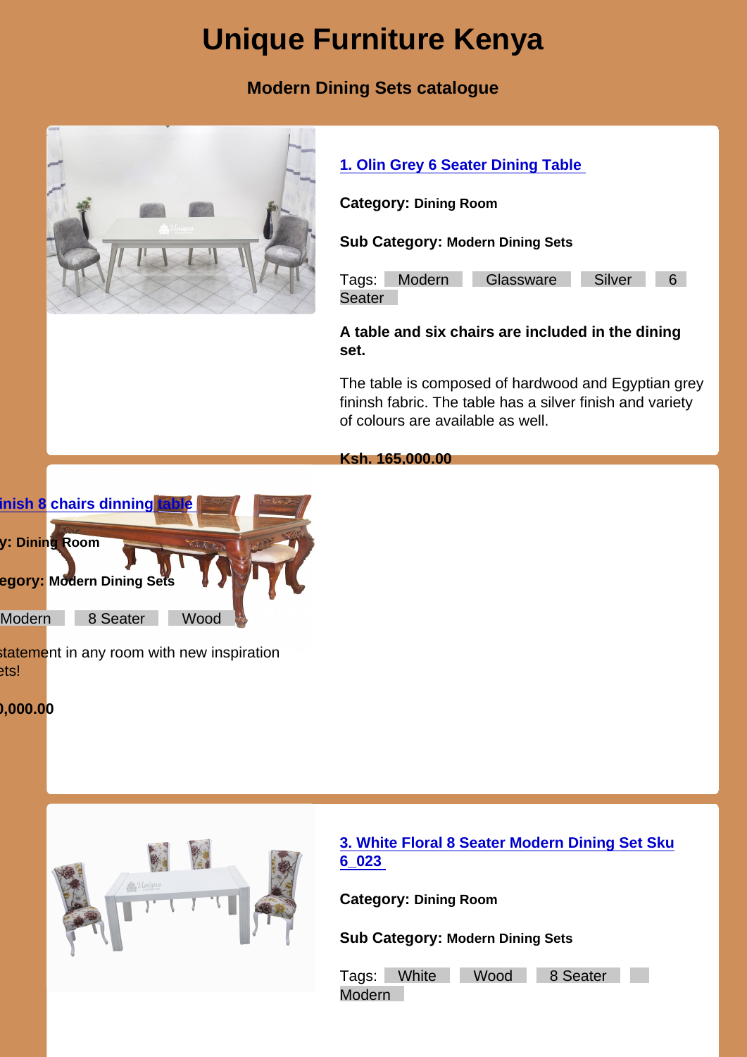# Unique Furniture Kenya

### Modern Dining Sets catalogue

**1. Olin Grey 6 Seater Dining Table**

**Category:** **Dining Room**

**Sub Category:** **Modern Dining Sets**

Tags: Modern Glassware Silver 6 Seater

**A table and six chairs are included in the dining set.**

The table is composed of hardwood and Egyptian grey fininsh fabric. The table has a silver finish and variety of colours are available as well.

**Ksh. 165,000.00**

**inish 8 chairs dinning table**

**y: Dining Room**

**egory:** **Modern Dining Sets**

Modern 8 Seater Wood

statement in any room with new inspiration ets!

**),000.00**

**3. White Floral 8 Seater Modern Dining Set Sku 6_023**

**Category:** **Dining Room**

**Sub Category:** **Modern Dining Sets**

Tags: White Wood 8 Seater Modern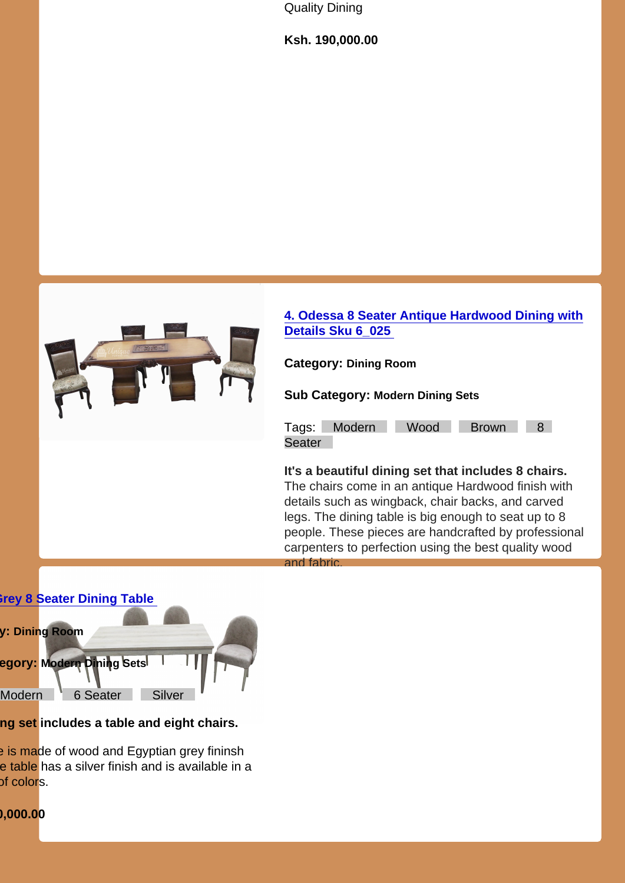Quality Dining

**Ksh. 190,000.00**

## 4. Odessa 8 Seater Antique Hardwood Dining with Details Sku 6_025

**Category:** **Dining Room**

**Sub Category:** **Modern Dining Sets**

Tags: Modern Wood Brown 8 Seater

**It's a beautiful dining set that includes 8 chairs.** The chairs come in an antique Hardwood finish with details such as wingback, chair backs, and carved legs. The dining table is big enough to seat up to 8 people. These pieces are handcrafted by professional carpenters to perfection using the best quality wood and fabric.

## Grey 8 Seater Dining Table

y: **Dining Room**

egory: **Modern Dining Sets**

Modern 6 Seater Silver

**ng set includes a table and eight chairs.**

e is made of wood and Egyptian grey fininsh e table has a silver finish and is available in a of colors.

**,000.00**